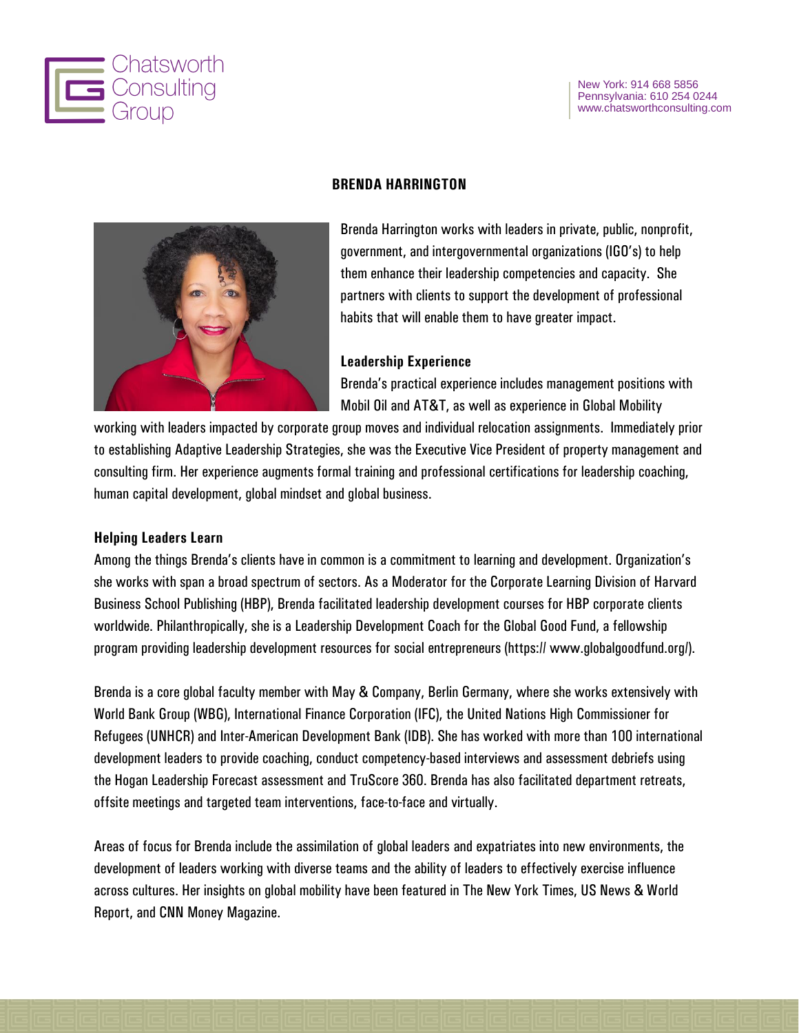Chatsworth Consulting Group

New York: 914 668 5856
Pennsylvania: 610 254 0244
www.chatsworthconsulting.com

# BRENDA HARRINGTON

Brenda Harrington works with leaders in private, public, nonprofit, government, and intergovernmental organizations (IGO's) to help them enhance their leadership competencies and capacity. She partners with clients to support the development of professional habits that will enable them to have greater impact.

## Leadership Experience

Brenda's practical experience includes management positions with Mobil Oil and AT&T, as well as experience in Global Mobility working with leaders impacted by corporate group moves and individual relocation assignments. Immediately prior to establishing Adaptive Leadership Strategies, she was the Executive Vice President of property management and consulting firm. Her experience augments formal training and professional certifications for leadership coaching, human capital development, global mindset and global business.

## Helping Leaders Learn

Among the things Brenda's clients have in common is a commitment to learning and development. Organization's she works with span a broad spectrum of sectors. As a Moderator for the Corporate Learning Division of Harvard Business School Publishing (HBP), Brenda facilitated leadership development courses for HBP corporate clients worldwide. Philanthropically, she is a Leadership Development Coach for the Global Good Fund, a fellowship program providing leadership development resources for social entrepreneurs (https:// www.globalgoodfund.org/).

Brenda is a core global faculty member with May & Company, Berlin Germany, where she works extensively with World Bank Group (WBG), International Finance Corporation (IFC), the United Nations High Commissioner for Refugees (UNHCR) and Inter-American Development Bank (IDB). She has worked with more than 100 international development leaders to provide coaching, conduct competency-based interviews and assessment debriefs using the Hogan Leadership Forecast assessment and TruScore 360. Brenda has also facilitated department retreats, offsite meetings and targeted team interventions, face-to-face and virtually.

Areas of focus for Brenda include the assimilation of global leaders and expatriates into new environments, the development of leaders working with diverse teams and the ability of leaders to effectively exercise influence across cultures. Her insights on global mobility have been featured in The New York Times, US News & World Report, and CNN Money Magazine.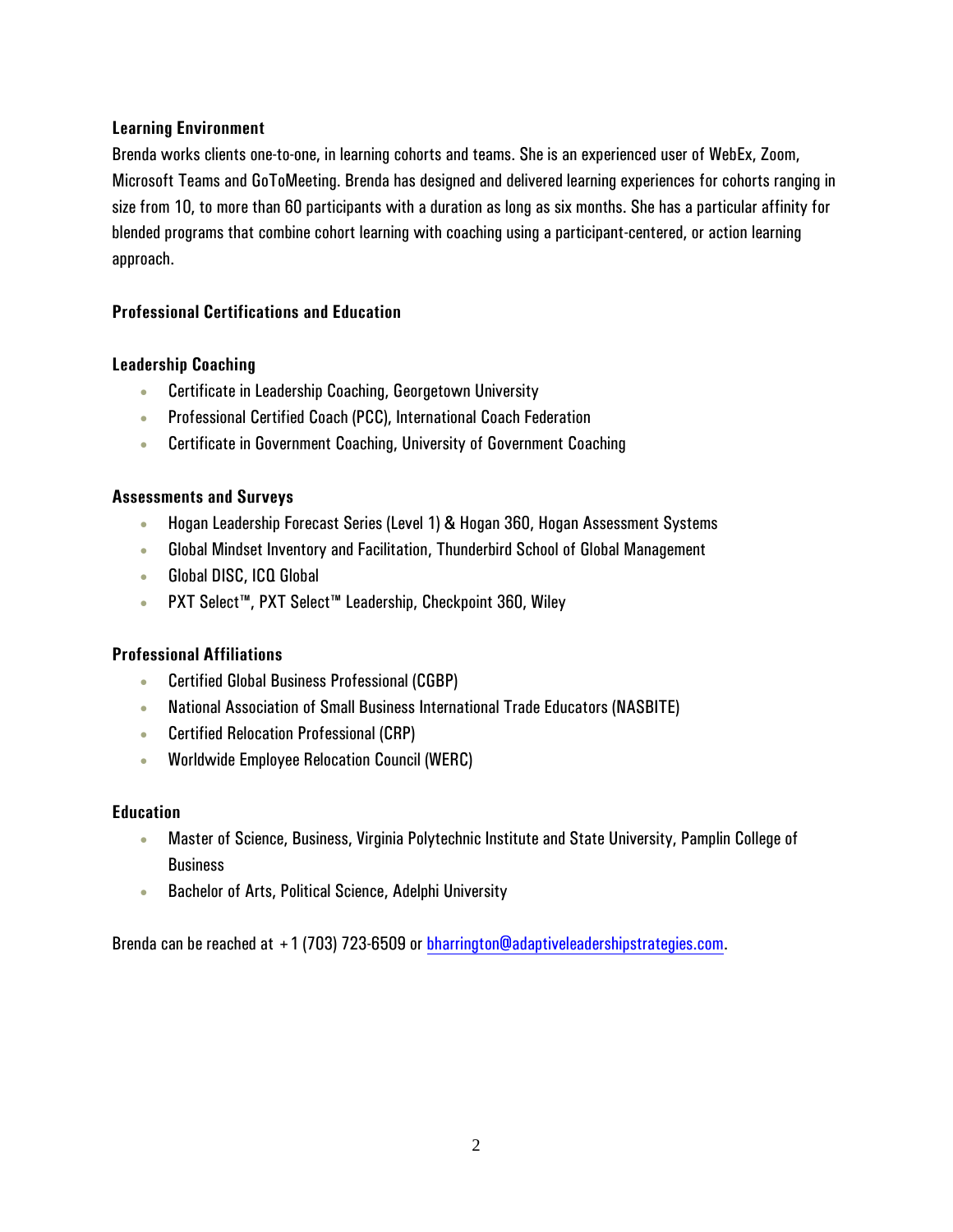**Learning Environment**

Brenda works clients one-to-one, in learning cohorts and teams. She is an experienced user of WebEx, Zoom, Microsoft Teams and GoToMeeting. Brenda has designed and delivered learning experiences for cohorts ranging in size from 10, to more than 60 participants with a duration as long as six months. She has a particular affinity for blended programs that combine cohort learning with coaching using a participant-centered, or action learning approach.

**Professional Certifications and Education**

**Leadership Coaching**

- Certificate in Leadership Coaching, Georgetown University
- Professional Certified Coach (PCC), International Coach Federation
- Certificate in Government Coaching, University of Government Coaching

**Assessments and Surveys**

- Hogan Leadership Forecast Series (Level 1) & Hogan 360, Hogan Assessment Systems
- Global Mindset Inventory and Facilitation, Thunderbird School of Global Management
- Global DISC, ICQ Global
- PXT Select™, PXT Select™ Leadership, Checkpoint 360, Wiley

**Professional Affiliations**

- Certified Global Business Professional (CGBP)
- National Association of Small Business International Trade Educators (NASBITE)
- Certified Relocation Professional (CRP)
- Worldwide Employee Relocation Council (WERC)

**Education**

- Master of Science, Business, Virginia Polytechnic Institute and State University, Pamplin College of Business
- Bachelor of Arts, Political Science, Adelphi University

Brenda can be reached at +1 (703) 723-6509 or bharrington@adaptiveleadershipstrategies.com.